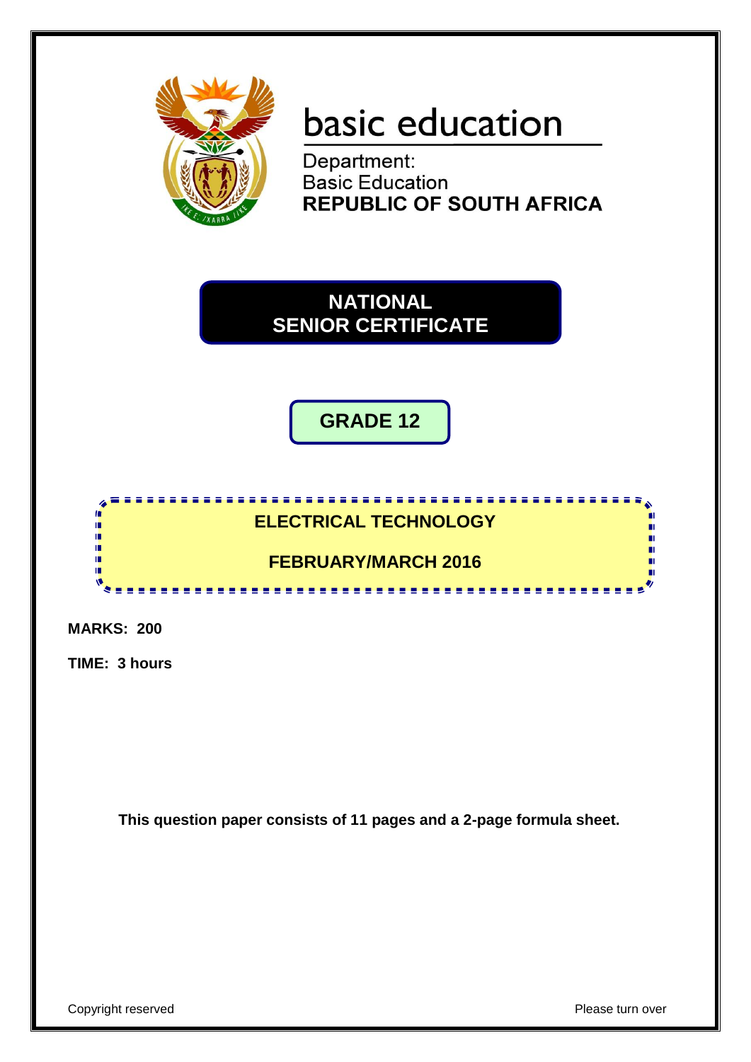basic education

Department:
Basic Education
**REPUBLIC OF SOUTH AFRICA**

# NATIONAL SENIOR CERTIFICATE

## GRADE 12

## ELECTRICAL TECHNOLOGY

## FEBRUARY/MARCH 2016

**MARKS: 200**

**TIME: 3 hours**

**This question paper consists of 11 pages and a 2-page formula sheet.**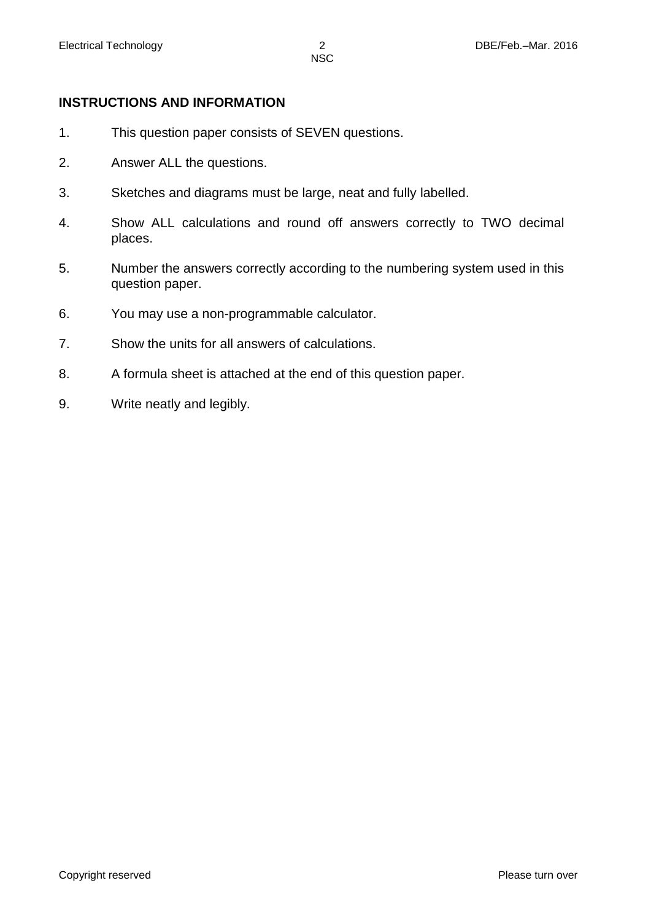**INSTRUCTIONS AND INFORMATION**

1. This question paper consists of SEVEN questions.
2. Answer ALL the questions.
3. Sketches and diagrams must be large, neat and fully labelled.
4. Show ALL calculations and round off answers correctly to TWO decimal places.
5. Number the answers correctly according to the numbering system used in this question paper.
6. You may use a non-programmable calculator.
7. Show the units for all answers of calculations.
8. A formula sheet is attached at the end of this question paper.
9. Write neatly and legibly.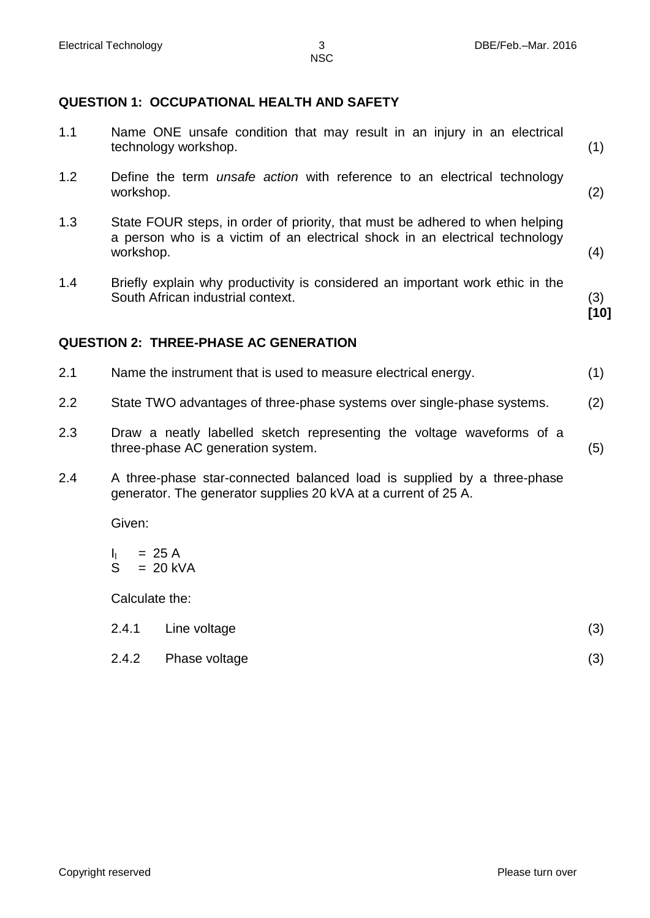## QUESTION 1: OCCUPATIONAL HEALTH AND SAFETY

1.1 Name ONE unsafe condition that may result in an injury in an electrical technology workshop. (1)

1.2 Define the term *unsafe action* with reference to an electrical technology workshop. (2)

1.3 State FOUR steps, in order of priority, that must be adhered to when helping a person who is a victim of an electrical shock in an electrical technology workshop. (4)

1.4 Briefly explain why productivity is considered an important work ethic in the South African industrial context. (3)
**[10]**

## QUESTION 2: THREE-PHASE AC GENERATION

2.1 Name the instrument that is used to measure electrical energy. (1)

2.2 State TWO advantages of three-phase systems over single-phase systems. (2)

2.3 Draw a neatly labelled sketch representing the voltage waveforms of a three-phase AC generation system. (5)

2.4 A three-phase star-connected balanced load is supplied by a three-phase generator. The generator supplies 20 kVA at a current of 25 A.

Given:

$I_l$ = 25 A
$S$ = 20 kVA

Calculate the:

2.4.1 Line voltage (3)

2.4.2 Phase voltage (3)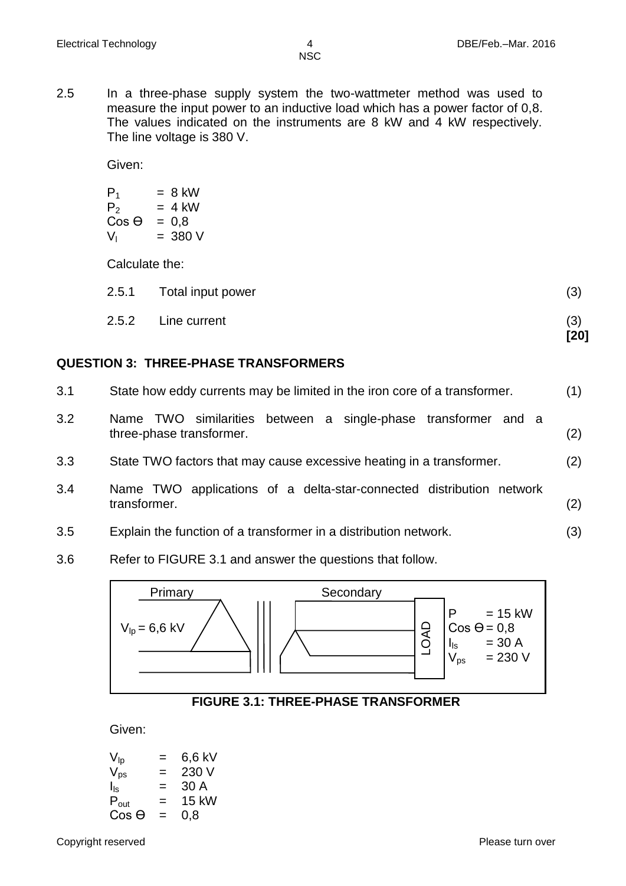2.5 In a three-phase supply system the two-wattmeter method was used to measure the input power to an inductive load which has a power factor of 0,8. The values indicated on the instruments are 8 kW and 4 kW respectively. The line voltage is 380 V.

Given:

$P_1$ = 8 kW
$P_2$ = 4 kW
Cos Ɵ = 0,8
$V_l$ = 380 V

Calculate the:

2.5.1 Total input power (3)

2.5.2 Line current (3)
**[20]**

## QUESTION 3: THREE-PHASE TRANSFORMERS

3.1 State how eddy currents may be limited in the iron core of a transformer. (1)

3.2 Name TWO similarities between a single-phase transformer and a three-phase transformer. (2)

3.3 State TWO factors that may cause excessive heating in a transformer. (2)

3.4 Name TWO applications of a delta-star-connected distribution network transformer. (2)

3.5 Explain the function of a transformer in a distribution network. (3)

3.6 Refer to FIGURE 3.1 and answer the questions that follow.

Primary: $V_{lp}$ = 6,6 kV — Secondary — LOAD: P = 15 kW, Cos Ɵ = 0,8, $I_{ls}$ = 30 A, $V_{ps}$ = 230 V

**FIGURE 3.1: THREE-PHASE TRANSFORMER**

Given:

$V_{lp}$ = 6,6 kV
$V_{ps}$ = 230 V
$I_{ls}$ = 30 A
$P_{out}$ = 15 kW
Cos Ɵ = 0,8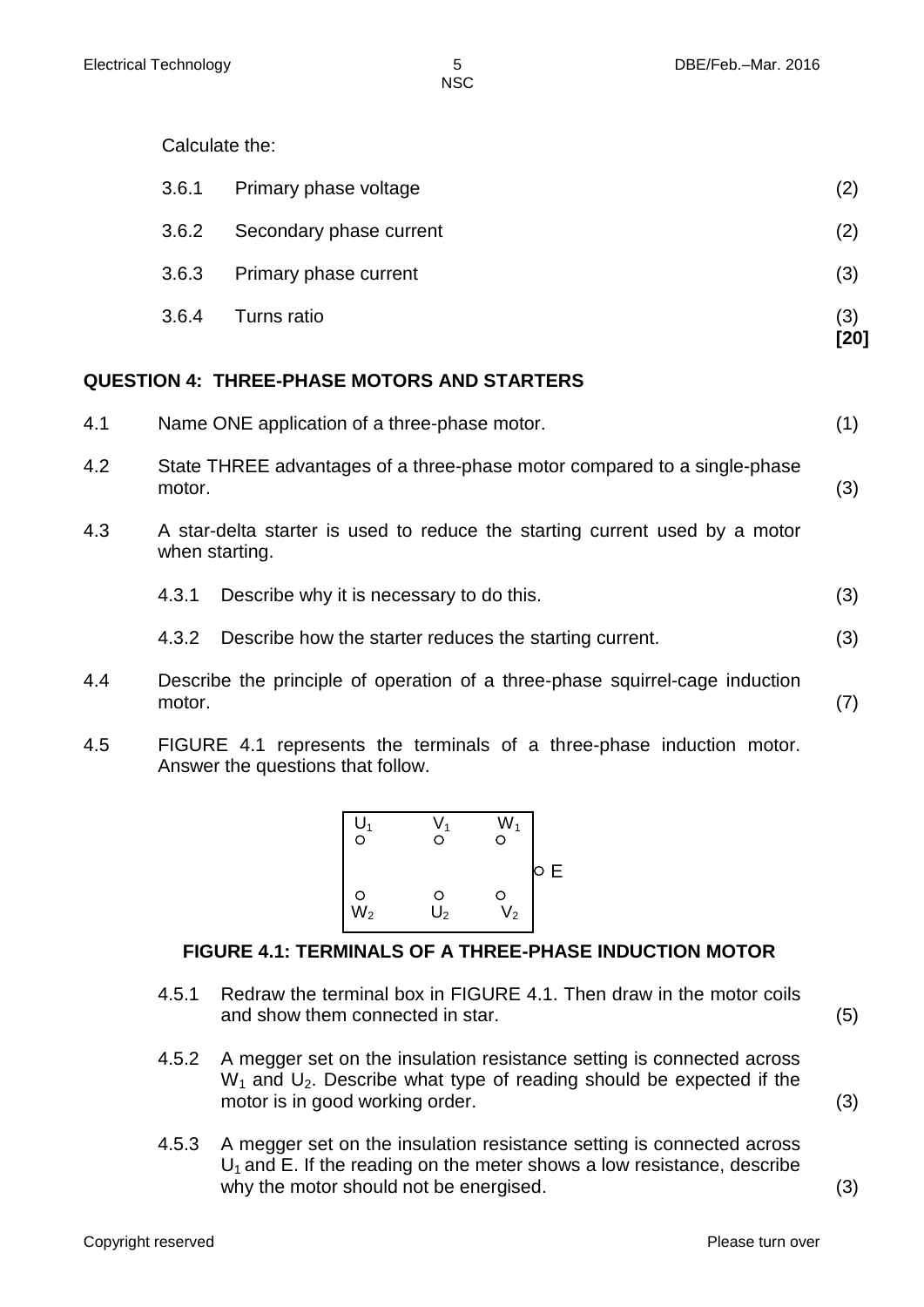Calculate the:

3.6.1 Primary phase voltage (2)

3.6.2 Secondary phase current (2)

3.6.3 Primary phase current (3)

3.6.4 Turns ratio (3)
**[20]**

## QUESTION 4: THREE-PHASE MOTORS AND STARTERS

4.1 Name ONE application of a three-phase motor. (1)

4.2 State THREE advantages of a three-phase motor compared to a single-phase motor. (3)

4.3 A star-delta starter is used to reduce the starting current used by a motor when starting.

4.3.1 Describe why it is necessary to do this. (3)

4.3.2 Describe how the starter reduces the starting current. (3)

4.4 Describe the principle of operation of a three-phase squirrel-cage induction motor. (7)

4.5 FIGURE 4.1 represents the terminals of a three-phase induction motor. Answer the questions that follow.

| $U_1$ | $V_1$ | $W_1$ | |
|---|---|---|---|
| | | | E |
| $W_2$ | $U_2$ | $V_2$ | |

**FIGURE 4.1: TERMINALS OF A THREE-PHASE INDUCTION MOTOR**

4.5.1 Redraw the terminal box in FIGURE 4.1. Then draw in the motor coils and show them connected in star. (5)

4.5.2 A megger set on the insulation resistance setting is connected across $W_1$ and $U_2$. Describe what type of reading should be expected if the motor is in good working order. (3)

4.5.3 A megger set on the insulation resistance setting is connected across $U_1$ and E. If the reading on the meter shows a low resistance, describe why the motor should not be energised. (3)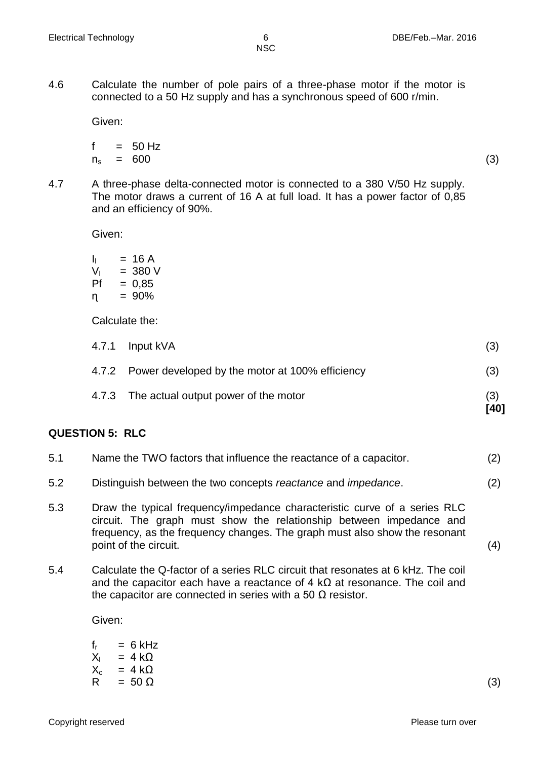4.6 Calculate the number of pole pairs of a three-phase motor if the motor is connected to a 50 Hz supply and has a synchronous speed of 600 r/min.

Given:

$f = 50$ Hz
$n_s = 600$ (3)

4.7 A three-phase delta-connected motor is connected to a 380 V/50 Hz supply. The motor draws a current of 16 A at full load. It has a power factor of 0,85 and an efficiency of 90%.

Given:

$I_l = 16$ A
$V_l = 380$ V
$Pf = 0{,}85$
$\eta = 90\%$

Calculate the:

4.7.1 Input kVA (3)

4.7.2 Power developed by the motor at 100% efficiency (3)

4.7.3 The actual output power of the motor (3)
**[40]**

## QUESTION 5: RLC

5.1 Name the TWO factors that influence the reactance of a capacitor. (2)

5.2 Distinguish between the two concepts *reactance* and *impedance*. (2)

5.3 Draw the typical frequency/impedance characteristic curve of a series RLC circuit. The graph must show the relationship between impedance and frequency, as the frequency changes. The graph must also show the resonant point of the circuit. (4)

5.4 Calculate the Q-factor of a series RLC circuit that resonates at 6 kHz. The coil and the capacitor each have a reactance of 4 kΩ at resonance. The coil and the capacitor are connected in series with a 50 Ω resistor.

Given:

$f_r = 6$ kHz
$X_l = 4$ kΩ
$X_c = 4$ kΩ
$R = 50$ Ω (3)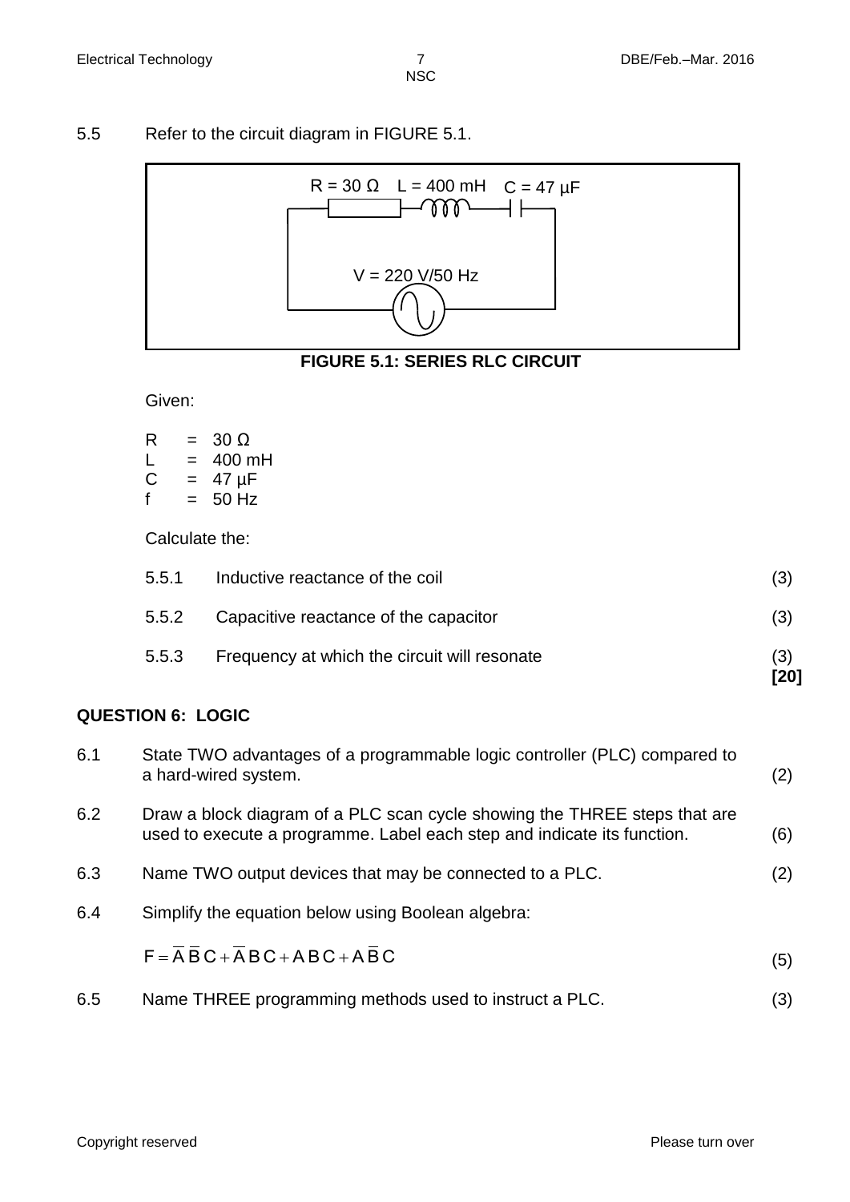5.5 Refer to the circuit diagram in FIGURE 5.1.

R = 30 Ω L = 400 mH C = 47 μF

V = 220 V/50 Hz

**FIGURE 5.1: SERIES RLC CIRCUIT**

Given:

R = 30 Ω
L = 400 mH
C = 47 μF
f = 50 Hz

Calculate the:

5.5.1 Inductive reactance of the coil (3)

5.5.2 Capacitive reactance of the capacitor (3)

5.5.3 Frequency at which the circuit will resonate (3)
**[20]**

## QUESTION 6: LOGIC

6.1 State TWO advantages of a programmable logic controller (PLC) compared to a hard-wired system. (2)

6.2 Draw a block diagram of a PLC scan cycle showing the THREE steps that are used to execute a programme. Label each step and indicate its function. (6)

6.3 Name TWO output devices that may be connected to a PLC. (2)

6.4 Simplify the equation below using Boolean algebra:

$$F = \overline{A}\,\overline{B}\,C + \overline{A}\,B\,C + A\,B\,C + A\,\overline{B}\,C$$
(5)

6.5 Name THREE programming methods used to instruct a PLC. (3)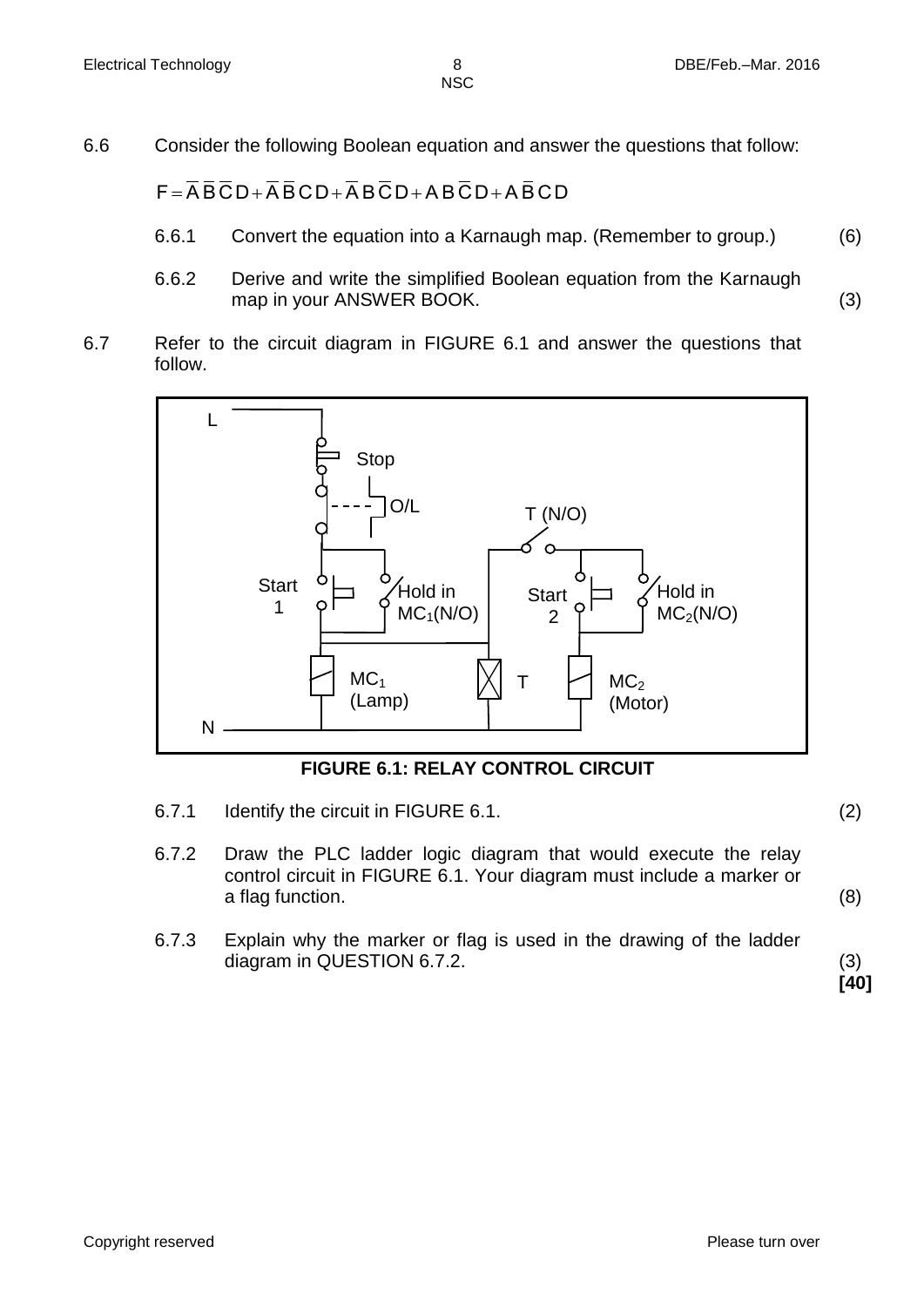6.6 Consider the following Boolean equation and answer the questions that follow:

$$F = \overline{A}\,\overline{B}\,\overline{C}\,D + \overline{A}\,\overline{B}\,C\,D + \overline{A}\,B\,\overline{C}\,D + A\,B\,\overline{C}\,D + A\,\overline{B}\,C\,D$$

6.6.1 Convert the equation into a Karnaugh map. (Remember to group.) (6)

6.6.2 Derive and write the simplified Boolean equation from the Karnaugh map in your ANSWER BOOK. (3)

6.7 Refer to the circuit diagram in FIGURE 6.1 and answer the questions that follow.

**FIGURE 6.1: RELAY CONTROL CIRCUIT**

6.7.1 Identify the circuit in FIGURE 6.1. (2)

6.7.2 Draw the PLC ladder logic diagram that would execute the relay control circuit in FIGURE 6.1. Your diagram must include a marker or a flag function. (8)

6.7.3 Explain why the marker or flag is used in the drawing of the ladder diagram in QUESTION 6.7.2. (3)

**[40]**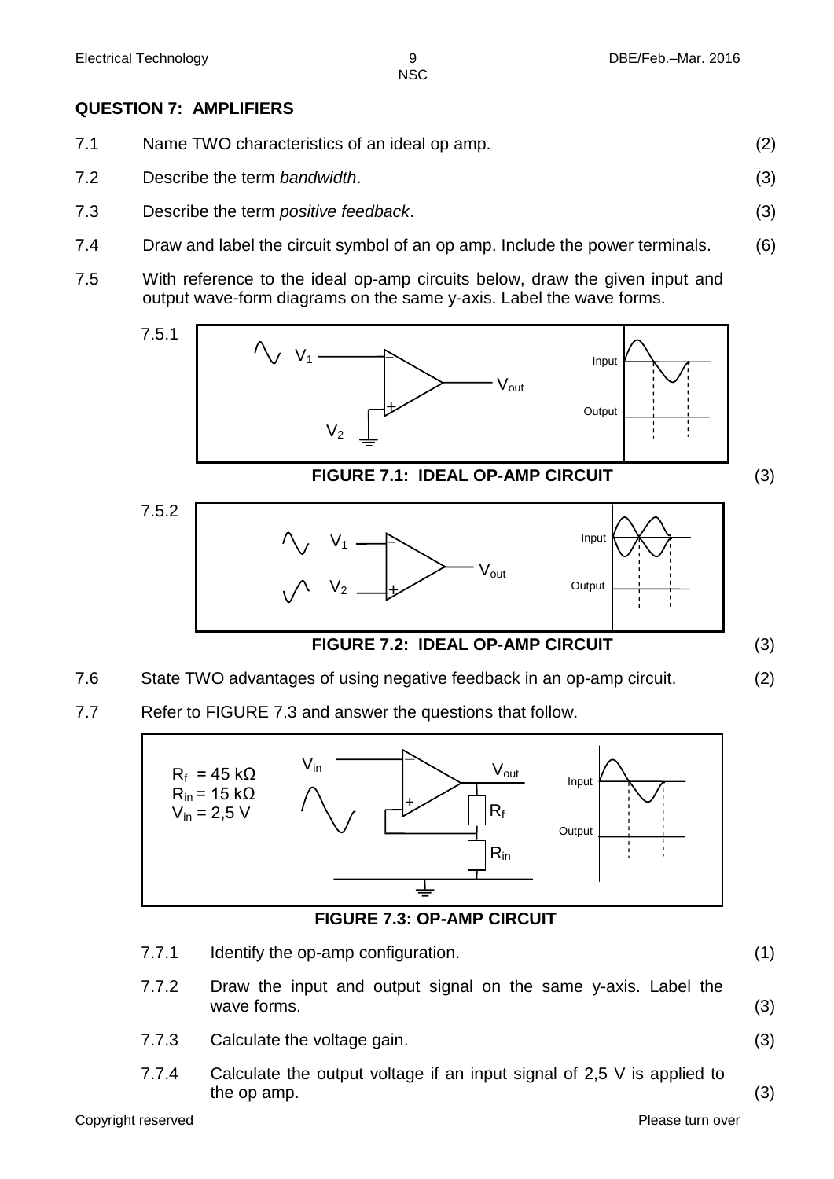## QUESTION 7: AMPLIFIERS

7.1 Name TWO characteristics of an ideal op amp. (2)

7.2 Describe the term *bandwidth*. (3)

7.3 Describe the term *positive feedback*. (3)

7.4 Draw and label the circuit symbol of an op amp. Include the power terminals. (6)

7.5 With reference to the ideal op-amp circuits below, draw the given input and output wave-form diagrams on the same y-axis. Label the wave forms.

7.5.1

$V_1$ — $V_{out}$

$V_2$

Input

Output

**FIGURE 7.1: IDEAL OP-AMP CIRCUIT** (3)

7.5.2

$V_1$ — $V_{out}$

$V_2$

Input

Output

**FIGURE 7.2: IDEAL OP-AMP CIRCUIT** (3)

7.6 State TWO advantages of using negative feedback in an op-amp circuit. (2)

7.7 Refer to FIGURE 7.3 and answer the questions that follow.

$R_f$ = 45 kΩ
$R_{in}$ = 15 kΩ
$V_{in}$ = 2,5 V

$V_{in}$ — $V_{out}$

$R_f$

$R_{in}$

Input

Output

**FIGURE 7.3: OP-AMP CIRCUIT**

7.7.1 Identify the op-amp configuration. (1)

7.7.2 Draw the input and output signal on the same y-axis. Label the wave forms. (3)

7.7.3 Calculate the voltage gain. (3)

7.7.4 Calculate the output voltage if an input signal of 2,5 V is applied to the op amp. (3)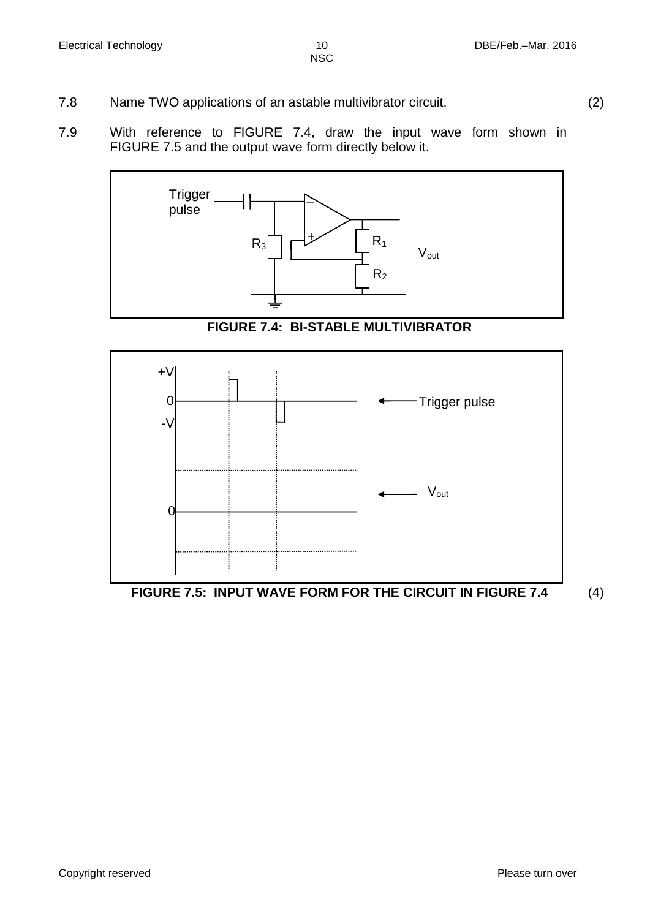7.8 Name TWO applications of an astable multivibrator circuit. (2)

7.9 With reference to FIGURE 7.4, draw the input wave form shown in FIGURE 7.5 and the output wave form directly below it.

Trigger pulse

$R_3$ $R_1$ $R_2$ $V_{out}$

**FIGURE 7.4: BI-STABLE MULTIVIBRATOR**

+V

0

-V

Trigger pulse

$V_{out}$

0

**FIGURE 7.5: INPUT WAVE FORM FOR THE CIRCUIT IN FIGURE 7.4** (4)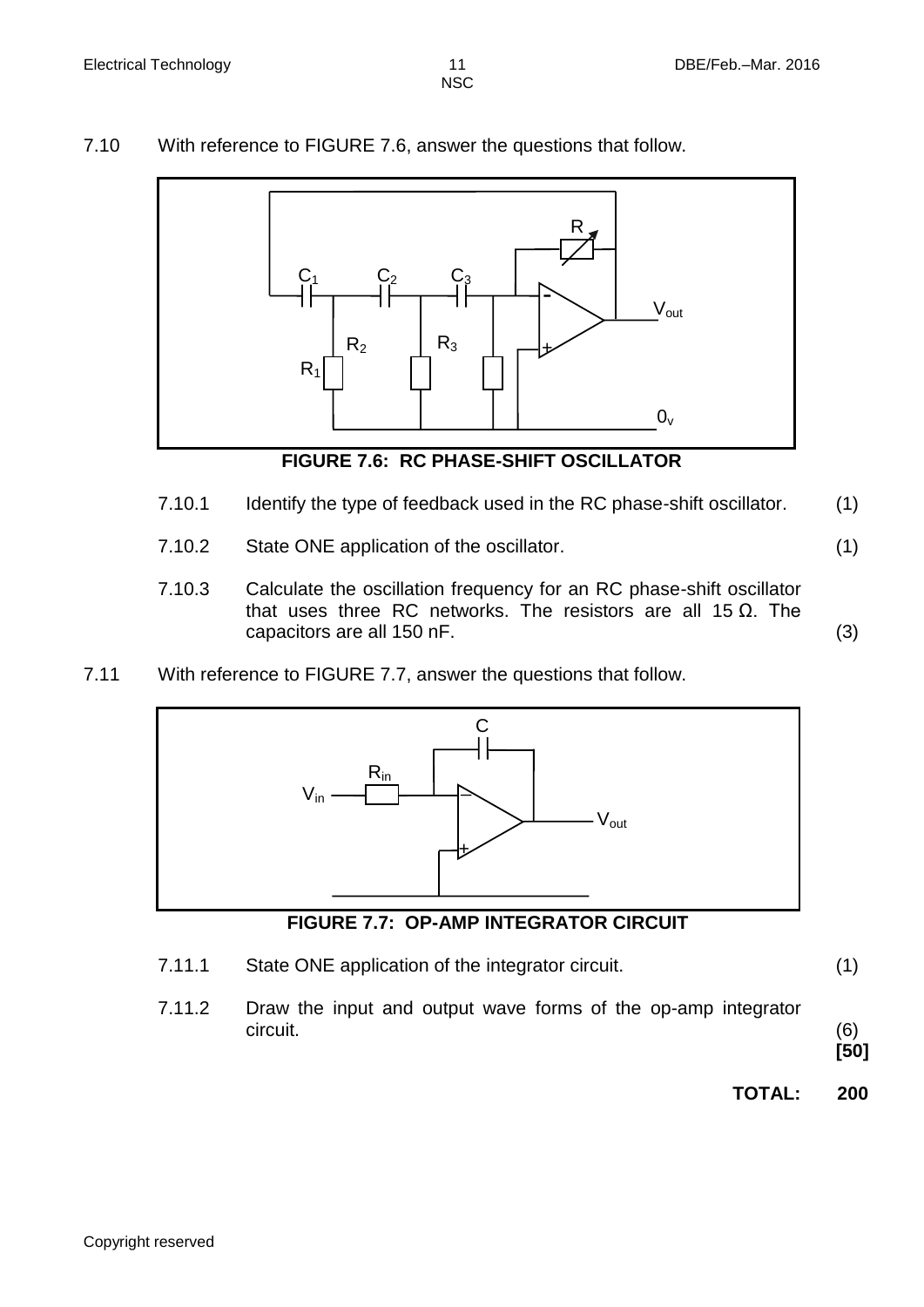7.10 With reference to FIGURE 7.6, answer the questions that follow.

**FIGURE 7.6: RC PHASE-SHIFT OSCILLATOR**

7.10.1 Identify the type of feedback used in the RC phase-shift oscillator. (1)

7.10.2 State ONE application of the oscillator. (1)

7.10.3 Calculate the oscillation frequency for an RC phase-shift oscillator that uses three RC networks. The resistors are all 15 Ω. The capacitors are all 150 nF. (3)

7.11 With reference to FIGURE 7.7, answer the questions that follow.

**FIGURE 7.7: OP-AMP INTEGRATOR CIRCUIT**

7.11.1 State ONE application of the integrator circuit. (1)

7.11.2 Draw the input and output wave forms of the op-amp integrator circuit. (6)

**[50]**

**TOTAL: 200**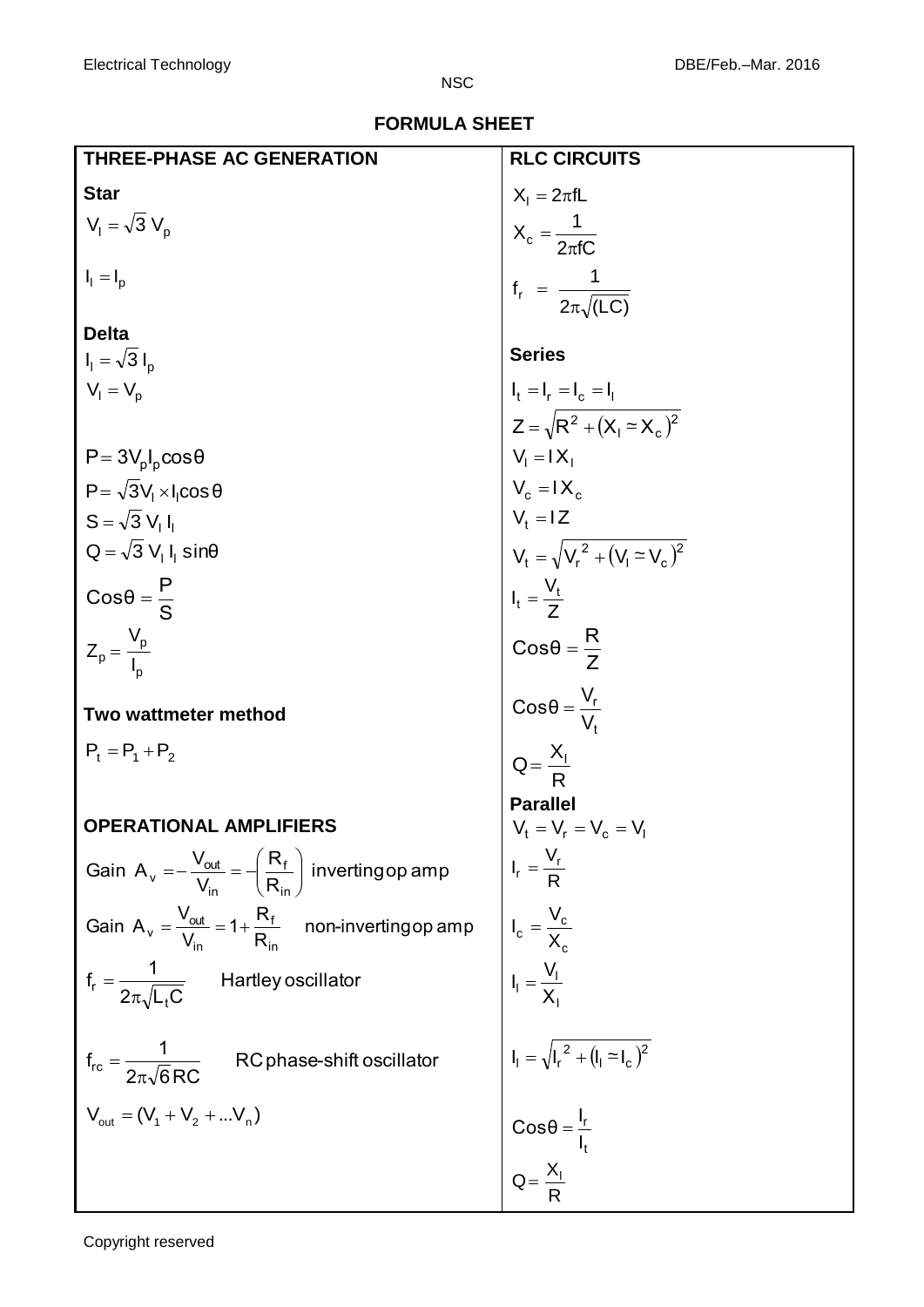# FORMULA SHEET

| THREE-PHASE AC GENERATION | RLC CIRCUITS |
|---|---|
| **Star** | $X_l = 2\pi f L$ |
| $V_l = \sqrt{3}\, V_p$ | $X_c = \dfrac{1}{2\pi f C}$ |
| $I_l = I_p$ | $f_r = \dfrac{1}{2\pi\sqrt{(LC)}}$ |
| **Delta** | **Series** |
| $I_l = \sqrt{3}\, I_p$ | $I_t = I_r = I_c = I_l$ |
| $V_l = V_p$ | $Z = \sqrt{R^2 + (X_l \simeq X_c)^2}$ |
| $P = 3 V_p I_p \cos\theta$ | $V_l = I X_l$ |
| $P = \sqrt{3} V_l \times I_l \cos\theta$ | $V_c = I X_c$ |
| $S = \sqrt{3}\, V_l\, I_l$ | $V_t = I Z$ |
| $Q = \sqrt{3}\, V_l\, I_l \sin\theta$ | $V_t = \sqrt{V_r^{\,2} + (V_l \simeq V_c)^2}$ |
| $\text{Cos}\theta = \dfrac{P}{S}$ | $I_t = \dfrac{V_t}{Z}$ |
| $Z_p = \dfrac{V_p}{I_p}$ | $\text{Cos}\theta = \dfrac{R}{Z}$ |
| **Two wattmeter method** | $\text{Cos}\theta = \dfrac{V_r}{V_t}$ |
| $P_t = P_1 + P_2$ | $Q = \dfrac{X_l}{R}$ |
| **OPERATIONAL AMPLIFIERS** | **Parallel** $V_t = V_r = V_c = V_l$ |
| Gain $A_v = -\dfrac{V_{out}}{V_{in}} = -\left(\dfrac{R_f}{R_{in}}\right)$ inverting op amp | $I_r = \dfrac{V_r}{R}$ |
| Gain $A_v = \dfrac{V_{out}}{V_{in}} = 1 + \dfrac{R_f}{R_{in}}$ non-inverting op amp | $I_c = \dfrac{V_c}{X_c}$ |
| $f_r = \dfrac{1}{2\pi\sqrt{L_t C}}$ Hartley oscillator | $I_l = \dfrac{V_l}{X_l}$ |
| $f_{rc} = \dfrac{1}{2\pi\sqrt{6}RC}$ RC phase-shift oscillator | $I_l = \sqrt{I_r^{\,2} + (I_l \simeq I_c)^2}$ |
| $V_{out} = (V_1 + V_2 + \ldots V_n)$ | $\text{Cos}\theta = \dfrac{I_r}{I_t}$ |
| | $Q = \dfrac{X_l}{R}$ |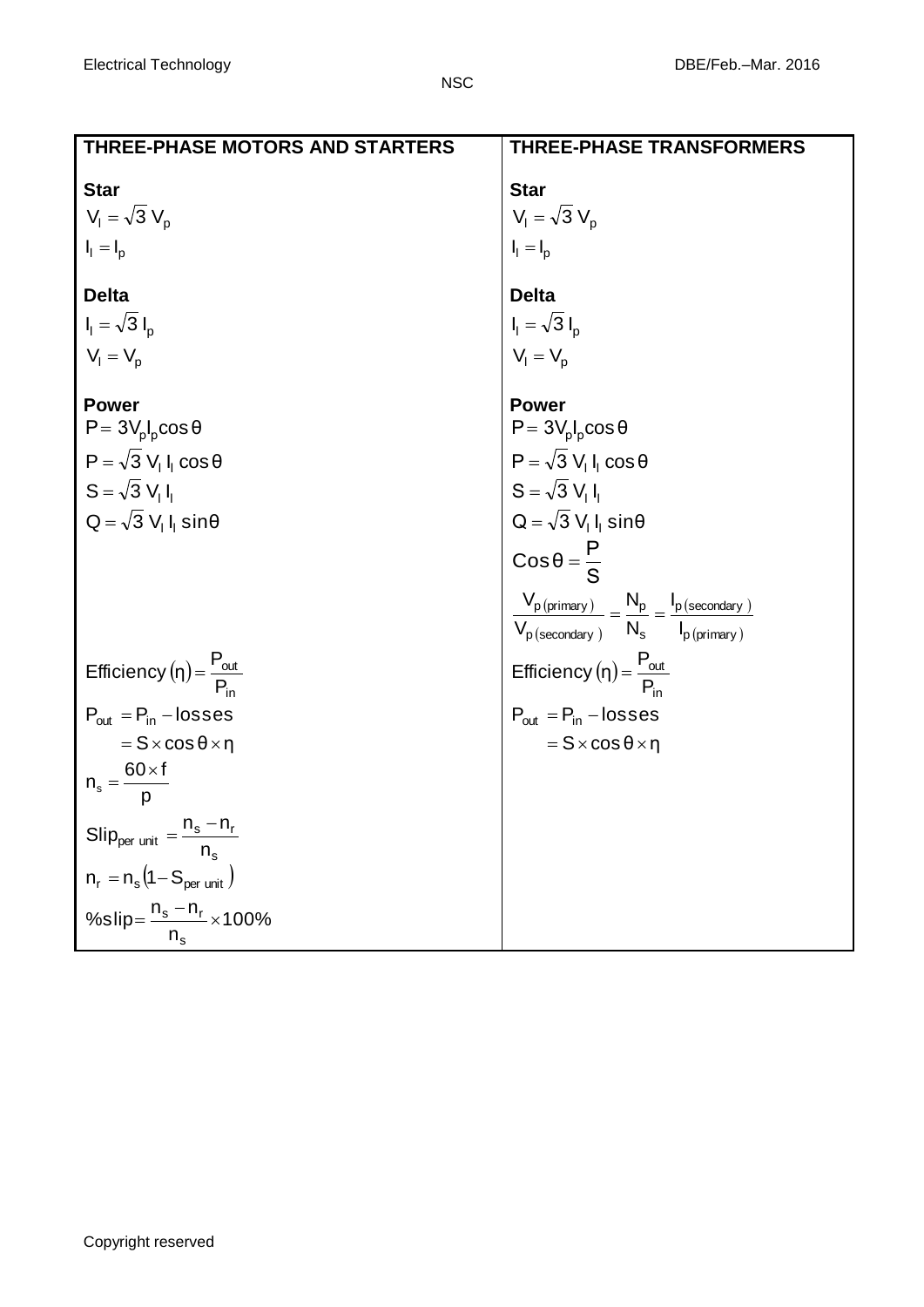| THREE-PHASE MOTORS AND STARTERS | THREE-PHASE TRANSFORMERS |
| --- | --- |
| **Star** | **Star** |
| $V_l = \sqrt{3}\, V_p$ | $V_l = \sqrt{3}\, V_p$ |
| $I_l = I_p$ | $I_l = I_p$ |
| **Delta** | **Delta** |
| $I_l = \sqrt{3}\, I_p$ | $I_l = \sqrt{3}\, I_p$ |
| $V_l = V_p$ | $V_l = V_p$ |
| **Power** | **Power** |
| $P = 3V_p I_p \cos\theta$ | $P = 3V_p I_p \cos\theta$ |
| $P = \sqrt{3}\, V_l\, I_l \cos\theta$ | $P = \sqrt{3}\, V_l\, I_l \cos\theta$ |
| $S = \sqrt{3}\, V_l\, I_l$ | $S = \sqrt{3}\, V_l\, I_l$ |
| $Q = \sqrt{3}\, V_l\, I_l \sin\theta$ | $Q = \sqrt{3}\, V_l\, I_l \sin\theta$ |
| | $\text{Cos}\,\theta = \frac{P}{S}$ |
| | $\frac{V_{p\,(primary)}}{V_{p\,(secondary)}} = \frac{N_p}{N_s} = \frac{I_{p\,(secondary)}}{I_{p\,(primary)}}$ |
| $\text{Efficiency}\,(\eta) = \frac{P_{out}}{P_{in}}$ | $\text{Efficiency}\,(\eta) = \frac{P_{out}}{P_{in}}$ |
| $P_{out} = P_{in} - \text{losses}$ | $P_{out} = P_{in} - \text{losses}$ |
| $= S \times \cos\theta \times \eta$ | $= S \times \cos\theta \times \eta$ |
| $n_s = \frac{60 \times f}{p}$ | |
| $\text{Slip}_{\text{per unit}} = \frac{n_s - n_r}{n_s}$ | |
| $n_r = n_s(1 - S_{\text{per unit}})$ | |
| $\%\text{slip} = \frac{n_s - n_r}{n_s} \times 100\%$ | |